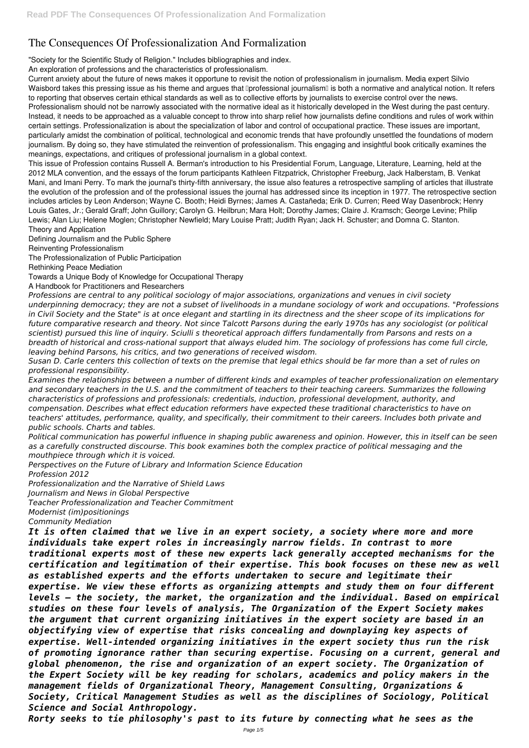# The Consequences Of Professionalization And Formalization

"Society for the Scientific Study of Religion." Includes bibliographies and index.

An exploration of professions and the characteristics of professionalism.

Current anxiety about the future of news makes it opportune to revisit the notion of professionalism in journalism. Media expert Silvio Waisbord takes this pressing issue as his theme and argues that "professional journalism" is both a normative and analytical notion. It refers to reporting that observes certain ethical standards as well as to collective efforts by journalists to exercise control over the news. Professionalism should not be narrowly associated with the normative ideal as it historically developed in the West during the past century. Instead, it needs to be approached as a valuable concept to throw into sharp relief how journalists define conditions and rules of work within certain settings. Professionalization is about the specialization of labor and control of occupational practice. These issues are important, particularly amidst the combination of political, technological and economic trends that have profoundly unsettled the foundations of modern journalism. By doing so, they have stimulated the reinvention of professionalism. This engaging and insightful book critically examines the meanings, expectations, and critiques of professional journalism in a global context.

This issue of Profession contains Russell A. Berman's introduction to his Presidential Forum, Language, Literature, Learning, held at the 2012 MLA convention, and the essays of the forum participants Kathleen Fitzpatrick, Christopher Freeburg, Jack Halberstam, B. Venkat Mani, and Imani Perry. To mark the journal's thirty-fifth anniversary, the issue also features a retrospective sampling of articles that illustrate the evolution of the profession and of the professional issues the journal has addressed since its inception in 1977. The retrospective section includes articles by Leon Anderson; Wayne C. Booth; Heidi Byrnes; James A. Castañeda; Erik D. Curren; Reed Way Dasenbrock; Henry Louis Gates, Jr.; Gerald Graff; John Guillory; Carolyn G. Heilbrun; Mara Holt; Dorothy James; Claire J. Kramsch; George Levine; Philip Lewis; Alan Liu; Helene Moglen; Christopher Newfield; Mary Louise Pratt; Judith Ryan; Jack H. Schuster; and Domna C. Stanton.

Theory and Application

Defining Journalism and the Public Sphere

Reinventing Professionalism

The Professionalization of Public Participation

Rethinking Peace Mediation

Towards a Unique Body of Knowledge for Occupational Therapy

A Handbook for Practitioners and Researchers

*Professions are central to any political sociology of major associations, organizations and venues in civil society underpinning democracy; they are not a subset of livelihoods in a mundane sociology of work and occupations. "Professions in Civil Society and the State" is at once elegant and startling in its directness and the sheer scope of its implications for future comparative research and theory. Not since Talcott Parsons during the early 1970s has any sociologist (or political scientist) pursued this line of inquiry. Sciulli s theoretical approach differs fundamentally from Parsons and rests on a breadth of historical and cross-national support that always eluded him. The sociology of professions has come full circle, leaving behind Parsons, his critics, and two generations of received wisdom.*

*Susan D. Carle centers this collection of texts on the premise that legal ethics should be far more than a set of rules on professional responsibility.*

*Examines the relationships between a number of different kinds and examples of teacher professionalization on elementary and secondary teachers in the U.S. and the commitment of teachers to their teaching careers. Summarizes the following characteristics of professions and professionals: credentials, induction, professional development, authority, and compensation. Describes what effect education reformers have expected these traditional characteristics to have on teachers' attitudes, performance, quality, and specifically, their commitment to their careers. Includes both private and public schools. Charts and tables.*

*Political communication has powerful influence in shaping public awareness and opinion. However, this in itself can be seen as a carefully constructed discourse. This book examines both the complex practice of political messaging and the mouthpiece through which it is voiced.*

*Perspectives on the Future of Library and Information Science Education*

*Profession 2012*

*Professionalization and the Narrative of Shield Laws*

*Journalism and News in Global Perspective*

*Teacher Professionalization and Teacher Commitment*

*Modernist (im)positionings*

*Community Mediation*

***It is often claimed that we live in an expert society, a society where more and more individuals take expert roles in increasingly narrow fields. In contrast to more traditional experts most of these new experts lack generally accepted mechanisms for the certification and legitimation of their expertise. This book focuses on these new as well as established experts and the efforts undertaken to secure and legitimate their expertise. We view these efforts as organizing attempts and study them on four different levels – the society, the market, the organization and the individual. Based on empirical studies on these four levels of analysis, The Organization of the Expert Society makes the argument that current organizing initiatives in the expert society are based in an objectifying view of expertise that risks concealing and downplaying key aspects of expertise. Well-intended organizing initiatives in the expert society thus run the risk of promoting ignorance rather than securing expertise. Focusing on a current, general and global phenomenon, the rise and organization of an expert society. The Organization of the Expert Society will be key reading for scholars, academics and policy makers in the management fields of Organizational Theory, Management Consulting, Organizations & Society, Critical Management Studies as well as the disciplines of Sociology, Political Science and Social Anthropology.***

***Rorty seeks to tie philosophy's past to its future by connecting what he sees as the***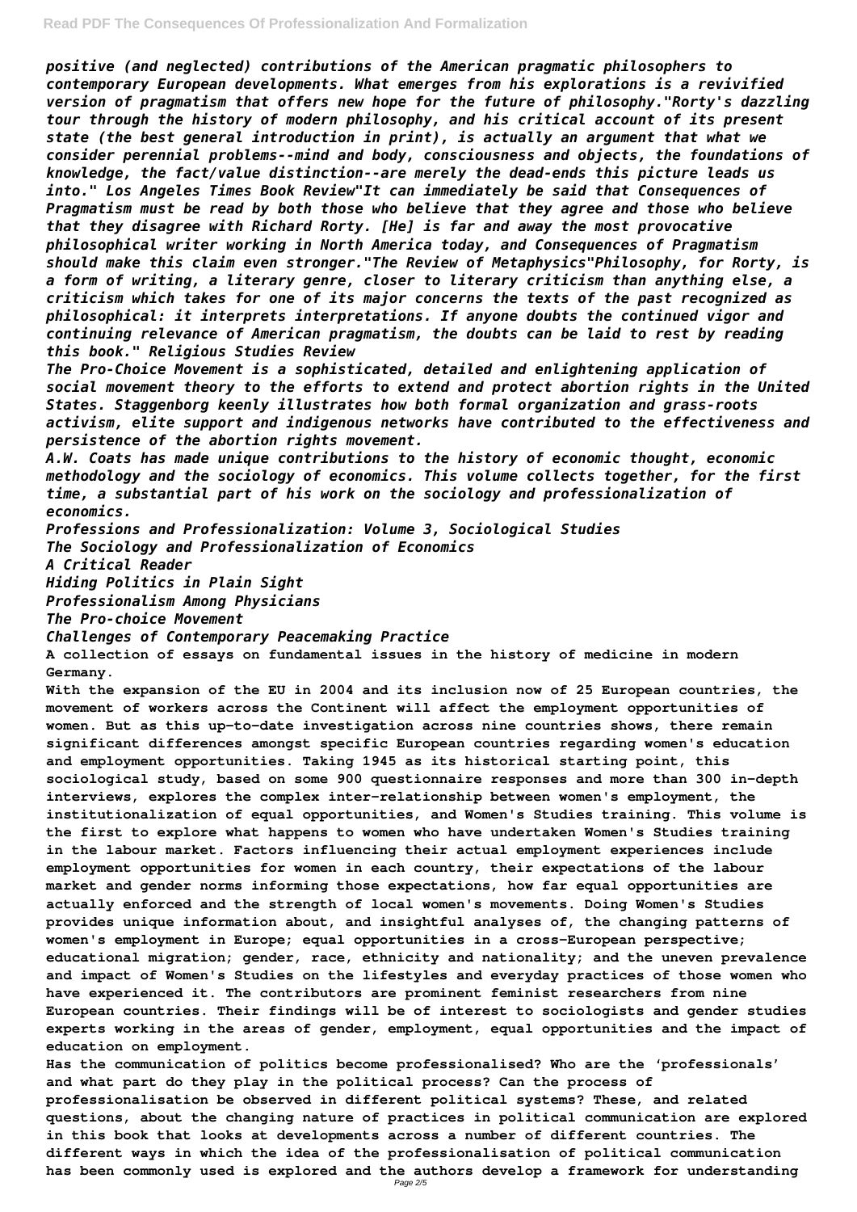*positive (and neglected) contributions of the American pragmatic philosophers to contemporary European developments. What emerges from his explorations is a revivified version of pragmatism that offers new hope for the future of philosophy."Rorty's dazzling tour through the history of modern philosophy, and his critical account of its present state (the best general introduction in print), is actually an argument that what we consider perennial problems--mind and body, consciousness and objects, the foundations of knowledge, the fact/value distinction--are merely the dead-ends this picture leads us into." Los Angeles Times Book Review"It can immediately be said that Consequences of Pragmatism must be read by both those who believe that they agree and those who believe that they disagree with Richard Rorty. [He] is far and away the most provocative philosophical writer working in North America today, and Consequences of Pragmatism should make this claim even stronger."The Review of Metaphysics"Philosophy, for Rorty, is a form of writing, a literary genre, closer to literary criticism than anything else, a criticism which takes for one of its major concerns the texts of the past recognized as philosophical: it interprets interpretations. If anyone doubts the continued vigor and continuing relevance of American pragmatism, the doubts can be laid to rest by reading this book." Religious Studies Review*

*The Pro-Choice Movement is a sophisticated, detailed and enlightening application of social movement theory to the efforts to extend and protect abortion rights in the United States. Staggenborg keenly illustrates how both formal organization and grass-roots activism, elite support and indigenous networks have contributed to the effectiveness and persistence of the abortion rights movement.*

*A.W. Coats has made unique contributions to the history of economic thought, economic methodology and the sociology of economics. This volume collects together, for the first time, a substantial part of his work on the sociology and professionalization of economics.*

*Professions and Professionalization: Volume 3, Sociological Studies*
*The Sociology and Professionalization of Economics*
*A Critical Reader*
*Hiding Politics in Plain Sight*
*Professionalism Among Physicians*
*The Pro-choice Movement*
*Challenges of Contemporary Peacemaking Practice*

**A collection of essays on fundamental issues in the history of medicine in modern Germany.**

**With the expansion of the EU in 2004 and its inclusion now of 25 European countries, the movement of workers across the Continent will affect the employment opportunities of women. But as this up-to-date investigation across nine countries shows, there remain significant differences amongst specific European countries regarding women's education and employment opportunities. Taking 1945 as its historical starting point, this sociological study, based on some 900 questionnaire responses and more than 300 in-depth interviews, explores the complex inter-relationship between women's employment, the institutionalization of equal opportunities, and Women's Studies training. This volume is the first to explore what happens to women who have undertaken Women's Studies training in the labour market. Factors influencing their actual employment experiences include employment opportunities for women in each country, their expectations of the labour market and gender norms informing those expectations, how far equal opportunities are actually enforced and the strength of local women's movements. Doing Women's Studies provides unique information about, and insightful analyses of, the changing patterns of women's employment in Europe; equal opportunities in a cross-European perspective; educational migration; gender, race, ethnicity and nationality; and the uneven prevalence and impact of Women's Studies on the lifestyles and everyday practices of those women who have experienced it. The contributors are prominent feminist researchers from nine European countries. Their findings will be of interest to sociologists and gender studies experts working in the areas of gender, employment, equal opportunities and the impact of education on employment.**

**Has the communication of politics become professionalised? Who are the 'professionals' and what part do they play in the political process? Can the process of professionalisation be observed in different political systems? These, and related questions, about the changing nature of practices in political communication are explored in this book that looks at developments across a number of different countries. The different ways in which the idea of the professionalisation of political communication has been commonly used is explored and the authors develop a framework for understanding**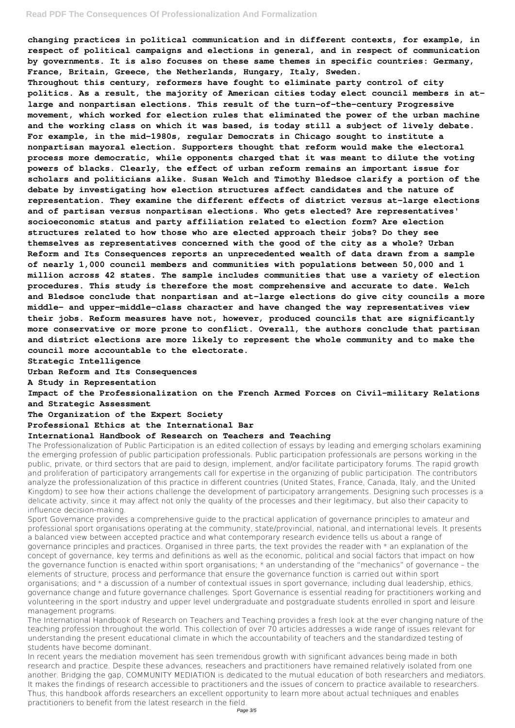**changing practices in political communication and in different contexts, for example, in respect of political campaigns and elections in general, and in respect of communication by governments. It is also focuses on these same themes in specific countries: Germany, France, Britain, Greece, the Netherlands, Hungary, Italy, Sweden.**

**Throughout this century, reformers have fought to eliminate party control of city politics. As a result, the majority of American cities today elect council members in at-large and nonpartisan elections. This result of the turn-of-the-century Progressive movement, which worked for election rules that eliminated the power of the urban machine and the working class on which it was based, is today still a subject of lively debate. For example, in the mid-1980s, regular Democrats in Chicago sought to institute a nonpartisan mayoral election. Supporters thought that reform would make the electoral process more democratic, while opponents charged that it was meant to dilute the voting powers of blacks. Clearly, the effect of urban reform remains an important issue for scholars and politicians alike. Susan Welch and Timothy Bledsoe clarify a portion of the debate by investigating how election structures affect candidates and the nature of representation. They examine the different effects of district versus at-large elections and of partisan versus nonpartisan elections. Who gets elected? Are representatives' socioeconomic status and party affiliation related to election form? Are election structures related to how those who are elected approach their jobs? Do they see themselves as representatives concerned with the good of the city as a whole? Urban Reform and Its Consequences reports an unprecedented wealth of data drawn from a sample of nearly 1,000 council members and communities with populations between 50,000 and 1 million across 42 states. The sample includes communities that use a variety of election procedures. This study is therefore the most comprehensive and accurate to date. Welch and Bledsoe conclude that nonpartisan and at-large elections do give city councils a more middle- and upper-middle-class character and have changed the way representatives view their jobs. Reform measures have not, however, produced councils that are significantly more conservative or more prone to conflict. Overall, the authors conclude that partisan and district elections are more likely to represent the whole community and to make the council more accountable to the electorate.**

**Strategic Intelligence**

**Urban Reform and Its Consequences**

**A Study in Representation**

**Impact of the Professionalization on the French Armed Forces on Civil-military Relations and Strategic Assessment**

**The Organization of the Expert Society**

**Professional Ethics at the International Bar**

**International Handbook of Research on Teachers and Teaching**

The Professionalization of Public Participation is an edited collection of essays by leading and emerging scholars examining the emerging profession of public participation professionals. Public participation professionals are persons working in the public, private, or third sectors that are paid to design, implement, and/or facilitate participatory forums. The rapid growth and proliferation of participatory arrangements call for expertise in the organizing of public participation. The contributors analyze the professionalization of this practice in different countries (United States, France, Canada, Italy, and the United Kingdom) to see how their actions challenge the development of participatory arrangements. Designing such processes is a delicate activity, since it may affect not only the quality of the processes and their legitimacy, but also their capacity to influence decision-making.

Sport Governance provides a comprehensive guide to the practical application of governance principles to amateur and professional sport organisations operating at the community, state/provincial, national, and international levels. It presents a balanced view between accepted practice and what contemporary research evidence tells us about a range of governance principles and practices. Organised in three parts, the text provides the reader with * an explanation of the concept of governance, key terms and definitions as well as the economic, political and social factors that impact on how the governance function is enacted within sport organisations; * an understanding of the "mechanics" of governance – the elements of structure, process and performance that ensure the governance function is carried out within sport organisations; and * a discussion of a number of contextual issues in sport governance, including dual leadership, ethics, governance change and future governance challenges. Sport Governance is essential reading for practitioners working and volunteering in the sport industry and upper level undergraduate and postgraduate students enrolled in sport and leisure management programs.

The International Handbook of Research on Teachers and Teaching provides a fresh look at the ever changing nature of the teaching profession throughout the world. This collection of over 70 articles addresses a wide range of issues relevant for understanding the present educational climate in which the accountability of teachers and the standardized testing of students have become dominant.

In recent years the mediation movement has seen tremendous growth with significant advances being made in both research and practice. Despite these advances, reseachers and practitioners have remained relatively isolated from one another. Bridging the gap, COMMUNITY MEDIATION is dedicated to the mutual education of both researchers and mediators. It makes the findings of research accessible to practitioners and the issues of concern to practice available to researchers. Thus, this handbook affords researchers an excellent opportunity to learn more about actual techniques and enables practitioners to benefit from the latest research in the field.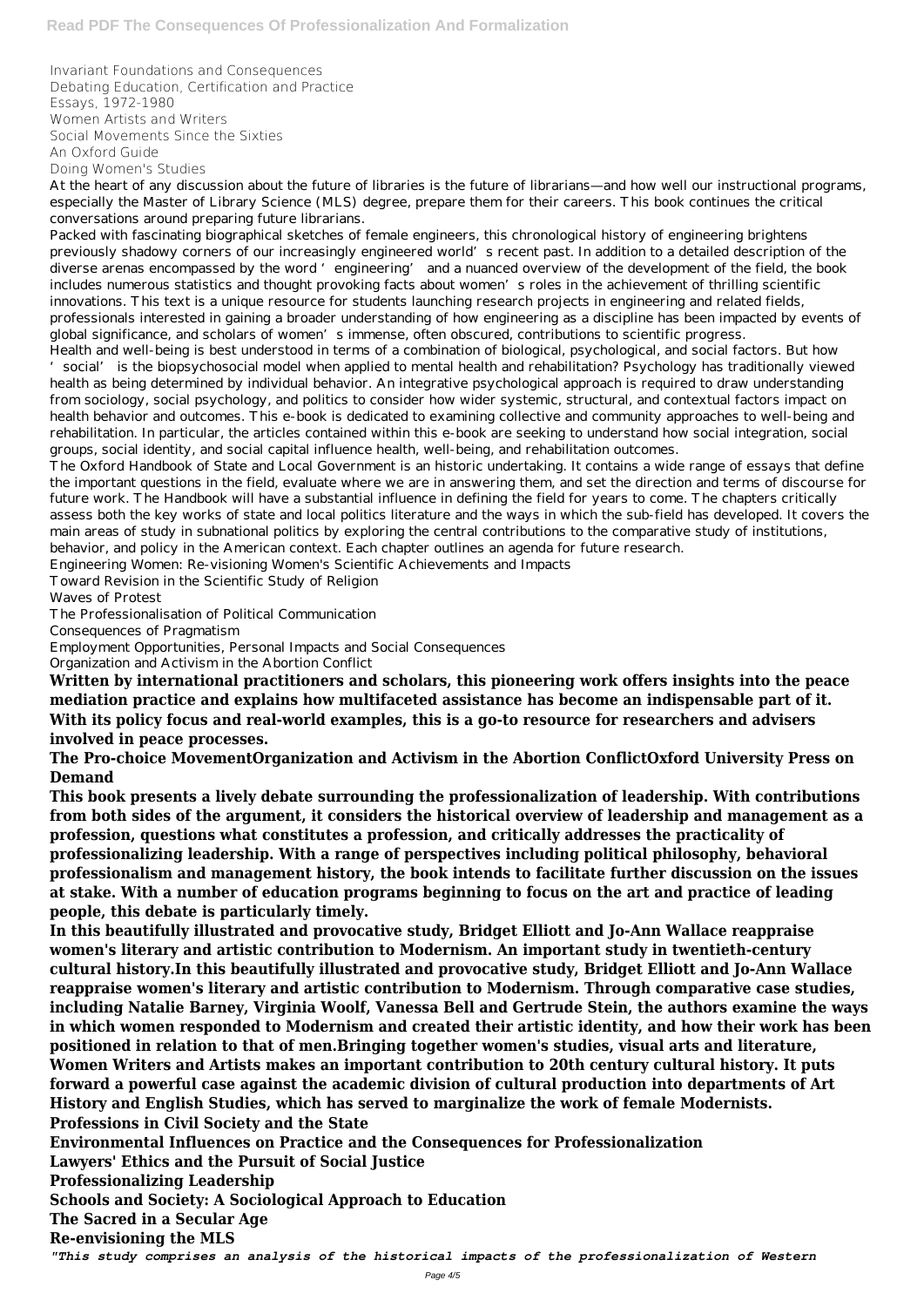Invariant Foundations and Consequences
Debating Education, Certification and Practice
Essays, 1972-1980
Women Artists and Writers
Social Movements Since the Sixties
An Oxford Guide
Doing Women's Studies

At the heart of any discussion about the future of libraries is the future of librarians—and how well our instructional programs, especially the Master of Library Science (MLS) degree, prepare them for their careers. This book continues the critical conversations around preparing future librarians.

Packed with fascinating biographical sketches of female engineers, this chronological history of engineering brightens previously shadowy corners of our increasingly engineered world's recent past. In addition to a detailed description of the diverse arenas encompassed by the word 'engineering' and a nuanced overview of the development of the field, the book includes numerous statistics and thought provoking facts about women's roles in the achievement of thrilling scientific innovations. This text is a unique resource for students launching research projects in engineering and related fields, professionals interested in gaining a broader understanding of how engineering as a discipline has been impacted by events of global significance, and scholars of women's immense, often obscured, contributions to scientific progress.

Health and well-being is best understood in terms of a combination of biological, psychological, and social factors. But how 'social' is the biopsychosocial model when applied to mental health and rehabilitation? Psychology has traditionally viewed health as being determined by individual behavior. An integrative psychological approach is required to draw understanding from sociology, social psychology, and politics to consider how wider systemic, structural, and contextual factors impact on health behavior and outcomes. This e-book is dedicated to examining collective and community approaches to well-being and rehabilitation. In particular, the articles contained within this e-book are seeking to understand how social integration, social groups, social identity, and social capital influence health, well-being, and rehabilitation outcomes.

The Oxford Handbook of State and Local Government is an historic undertaking. It contains a wide range of essays that define the important questions in the field, evaluate where we are in answering them, and set the direction and terms of discourse for future work. The Handbook will have a substantial influence in defining the field for years to come. The chapters critically assess both the key works of state and local politics literature and the ways in which the sub-field has developed. It covers the main areas of study in subnational politics by exploring the central contributions to the comparative study of institutions, behavior, and policy in the American context. Each chapter outlines an agenda for future research.

Engineering Women: Re-visioning Women's Scientific Achievements and Impacts
Toward Revision in the Scientific Study of Religion
Waves of Protest
The Professionalisation of Political Communication
Consequences of Pragmatism
Employment Opportunities, Personal Impacts and Social Consequences
Organization and Activism in the Abortion Conflict

**Written by international practitioners and scholars, this pioneering work offers insights into the peace mediation practice and explains how multifaceted assistance has become an indispensable part of it. With its policy focus and real-world examples, this is a go-to resource for researchers and advisers involved in peace processes.**

**The Pro-choice MovementOrganization and Activism in the Abortion ConflictOxford University Press on Demand**

**This book presents a lively debate surrounding the professionalization of leadership. With contributions from both sides of the argument, it considers the historical overview of leadership and management as a profession, questions what constitutes a profession, and critically addresses the practicality of professionalizing leadership. With a range of perspectives including political philosophy, behavioral professionalism and management history, the book intends to facilitate further discussion on the issues at stake. With a number of education programs beginning to focus on the art and practice of leading people, this debate is particularly timely.**

**In this beautifully illustrated and provocative study, Bridget Elliott and Jo-Ann Wallace reappraise women's literary and artistic contribution to Modernism. An important study in twentieth-century cultural history.In this beautifully illustrated and provocative study, Bridget Elliott and Jo-Ann Wallace reappraise women's literary and artistic contribution to Modernism. Through comparative case studies, including Natalie Barney, Virginia Woolf, Vanessa Bell and Gertrude Stein, the authors examine the ways in which women responded to Modernism and created their artistic identity, and how their work has been positioned in relation to that of men.Bringing together women's studies, visual arts and literature, Women Writers and Artists makes an important contribution to 20th century cultural history. It puts forward a powerful case against the academic division of cultural production into departments of Art History and English Studies, which has served to marginalize the work of female Modernists.**

**Professions in Civil Society and the State**
**Environmental Influences on Practice and the Consequences for Professionalization**
**Lawyers' Ethics and the Pursuit of Social Justice**
**Professionalizing Leadership**
**Schools and Society: A Sociological Approach to Education**
**The Sacred in a Secular Age**
**Re-envisioning the MLS**

***"This study comprises an analysis of the historical impacts of the professionalization of Western***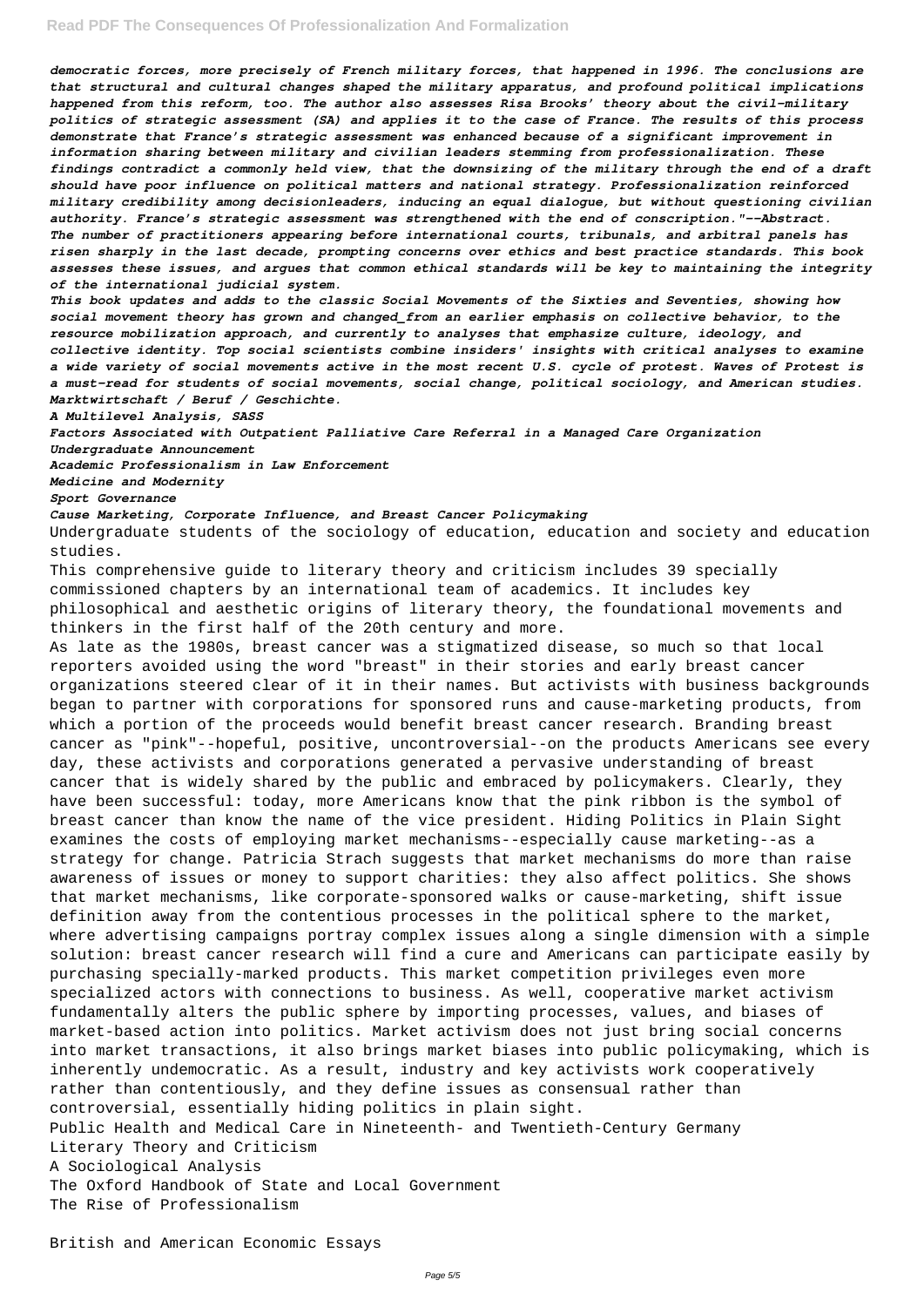*democratic forces, more precisely of French military forces, that happened in 1996. The conclusions are that structural and cultural changes shaped the military apparatus, and profound political implications happened from this reform, too. The author also assesses Risa Brooks' theory about the civil-military politics of strategic assessment (SA) and applies it to the case of France. The results of this process demonstrate that France's strategic assessment was enhanced because of a significant improvement in information sharing between military and civilian leaders stemming from professionalization. These findings contradict a commonly held view, that the downsizing of the military through the end of a draft should have poor influence on political matters and national strategy. Professionalization reinforced military credibility among decisionleaders, inducing an equal dialogue, but without questioning civilian authority. France's strategic assessment was strengthened with the end of conscription."--Abstract.*

*The number of practitioners appearing before international courts, tribunals, and arbitral panels has risen sharply in the last decade, prompting concerns over ethics and best practice standards. This book assesses these issues, and argues that common ethical standards will be key to maintaining the integrity of the international judicial system.*

*This book updates and adds to the classic Social Movements of the Sixties and Seventies, showing how social movement theory has grown and changed_from an earlier emphasis on collective behavior, to the resource mobilization approach, and currently to analyses that emphasize culture, ideology, and collective identity. Top social scientists combine insiders' insights with critical analyses to examine a wide variety of social movements active in the most recent U.S. cycle of protest. Waves of Protest is a must-read for students of social movements, social change, political sociology, and American studies.*

*Marktwirtschaft / Beruf / Geschichte.*

*A Multilevel Analysis, SASS*

*Factors Associated with Outpatient Palliative Care Referral in a Managed Care Organization*

*Undergraduate Announcement*

*Academic Professionalism in Law Enforcement*

*Medicine and Modernity*

*Sport Governance*

*Cause Marketing, Corporate Influence, and Breast Cancer Policymaking*

Undergraduate students of the sociology of education, education and society and education studies.

This comprehensive guide to literary theory and criticism includes 39 specially commissioned chapters by an international team of academics. It includes key philosophical and aesthetic origins of literary theory, the foundational movements and thinkers in the first half of the 20th century and more.

As late as the 1980s, breast cancer was a stigmatized disease, so much so that local reporters avoided using the word "breast" in their stories and early breast cancer organizations steered clear of it in their names. But activists with business backgrounds began to partner with corporations for sponsored runs and cause-marketing products, from which a portion of the proceeds would benefit breast cancer research. Branding breast cancer as "pink"--hopeful, positive, uncontroversial--on the products Americans see every day, these activists and corporations generated a pervasive understanding of breast cancer that is widely shared by the public and embraced by policymakers. Clearly, they have been successful: today, more Americans know that the pink ribbon is the symbol of breast cancer than know the name of the vice president. Hiding Politics in Plain Sight examines the costs of employing market mechanisms--especially cause marketing--as a strategy for change. Patricia Strach suggests that market mechanisms do more than raise awareness of issues or money to support charities: they also affect politics. She shows that market mechanisms, like corporate-sponsored walks or cause-marketing, shift issue definition away from the contentious processes in the political sphere to the market, where advertising campaigns portray complex issues along a single dimension with a simple solution: breast cancer research will find a cure and Americans can participate easily by purchasing specially-marked products. This market competition privileges even more specialized actors with connections to business. As well, cooperative market activism fundamentally alters the public sphere by importing processes, values, and biases of market-based action into politics. Market activism does not just bring social concerns into market transactions, it also brings market biases into public policymaking, which is inherently undemocratic. As a result, industry and key activists work cooperatively rather than contentiously, and they define issues as consensual rather than controversial, essentially hiding politics in plain sight.

Public Health and Medical Care in Nineteenth- and Twentieth-Century Germany

Literary Theory and Criticism

A Sociological Analysis

The Oxford Handbook of State and Local Government

The Rise of Professionalism

British and American Economic Essays